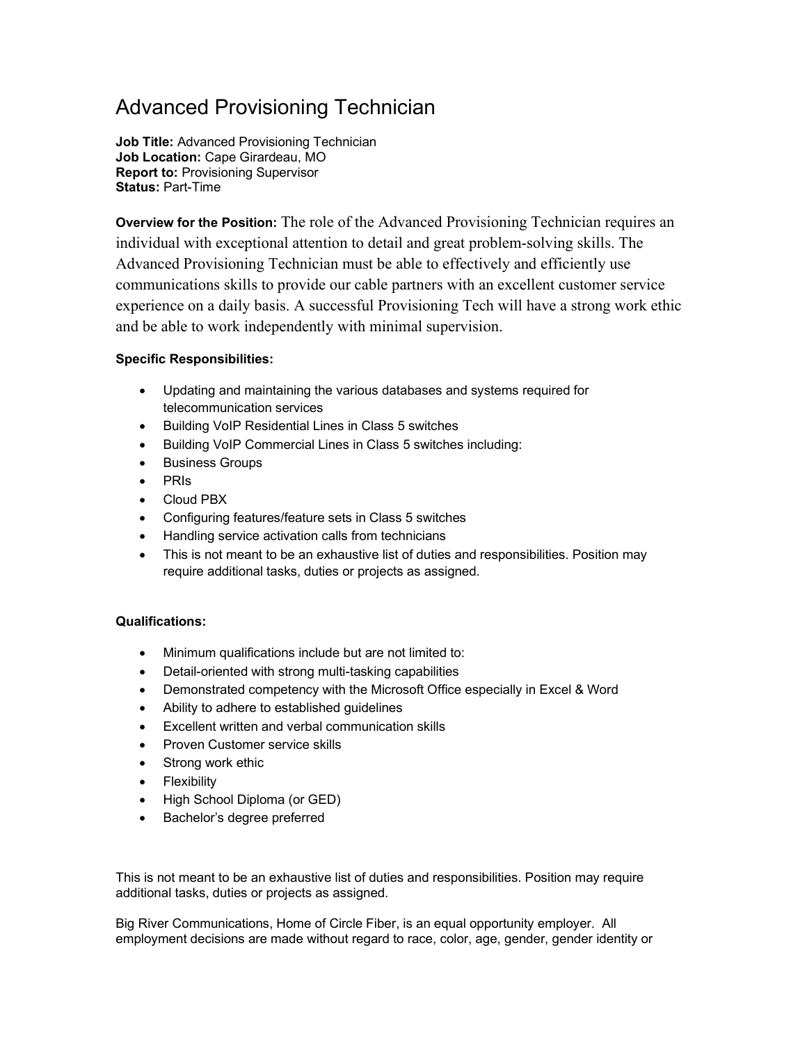# Advanced Provisioning Technician

**Job Title:** Advanced Provisioning Technician
**Job Location:** Cape Girardeau, MO
**Report to:** Provisioning Supervisor
**Status:** Part-Time

**Overview for the Position:** The role of the Advanced Provisioning Technician requires an individual with exceptional attention to detail and great problem-solving skills. The Advanced Provisioning Technician must be able to effectively and efficiently use communications skills to provide our cable partners with an excellent customer service experience on a daily basis. A successful Provisioning Tech will have a strong work ethic and be able to work independently with minimal supervision.

**Specific Responsibilities:**

- Updating and maintaining the various databases and systems required for telecommunication services
- Building VoIP Residential Lines in Class 5 switches
- Building VoIP Commercial Lines in Class 5 switches including:
- Business Groups
- PRIs
- Cloud PBX
- Configuring features/feature sets in Class 5 switches
- Handling service activation calls from technicians
- This is not meant to be an exhaustive list of duties and responsibilities. Position may require additional tasks, duties or projects as assigned.

**Qualifications:**

- Minimum qualifications include but are not limited to:
- Detail-oriented with strong multi-tasking capabilities
- Demonstrated competency with the Microsoft Office especially in Excel & Word
- Ability to adhere to established guidelines
- Excellent written and verbal communication skills
- Proven Customer service skills
- Strong work ethic
- Flexibility
- High School Diploma (or GED)
- Bachelor's degree preferred

This is not meant to be an exhaustive list of duties and responsibilities. Position may require additional tasks, duties or projects as assigned.

Big River Communications, Home of Circle Fiber, is an equal opportunity employer. All employment decisions are made without regard to race, color, age, gender, gender identity or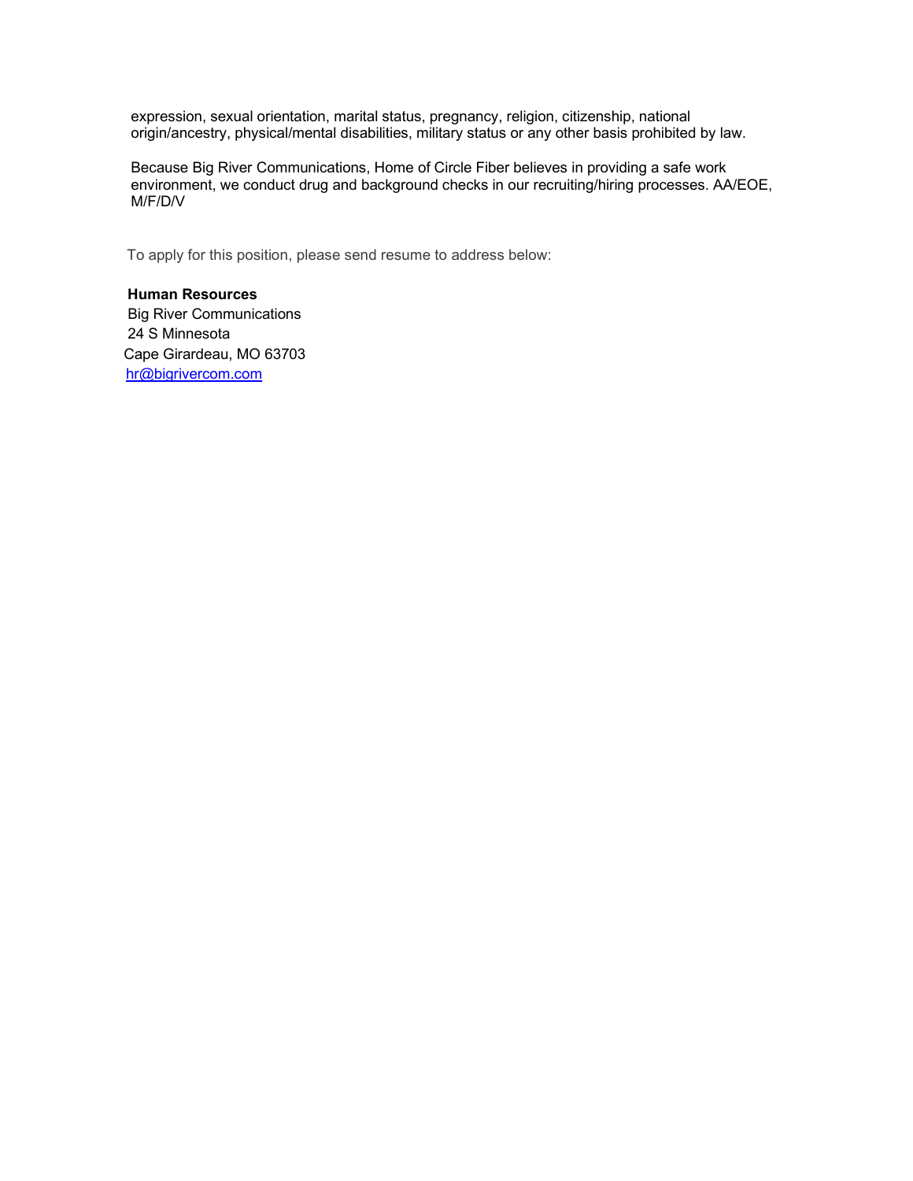expression, sexual orientation, marital status, pregnancy, religion, citizenship, national origin/ancestry, physical/mental disabilities, military status or any other basis prohibited by law.

Because Big River Communications, Home of Circle Fiber believes in providing a safe work environment, we conduct drug and background checks in our recruiting/hiring processes. AA/EOE, M/F/D/V

To apply for this position, please send resume to address below:

**Human Resources**
Big River Communications
24 S Minnesota
Cape Girardeau, MO 63703
hr@bigrivercom.com